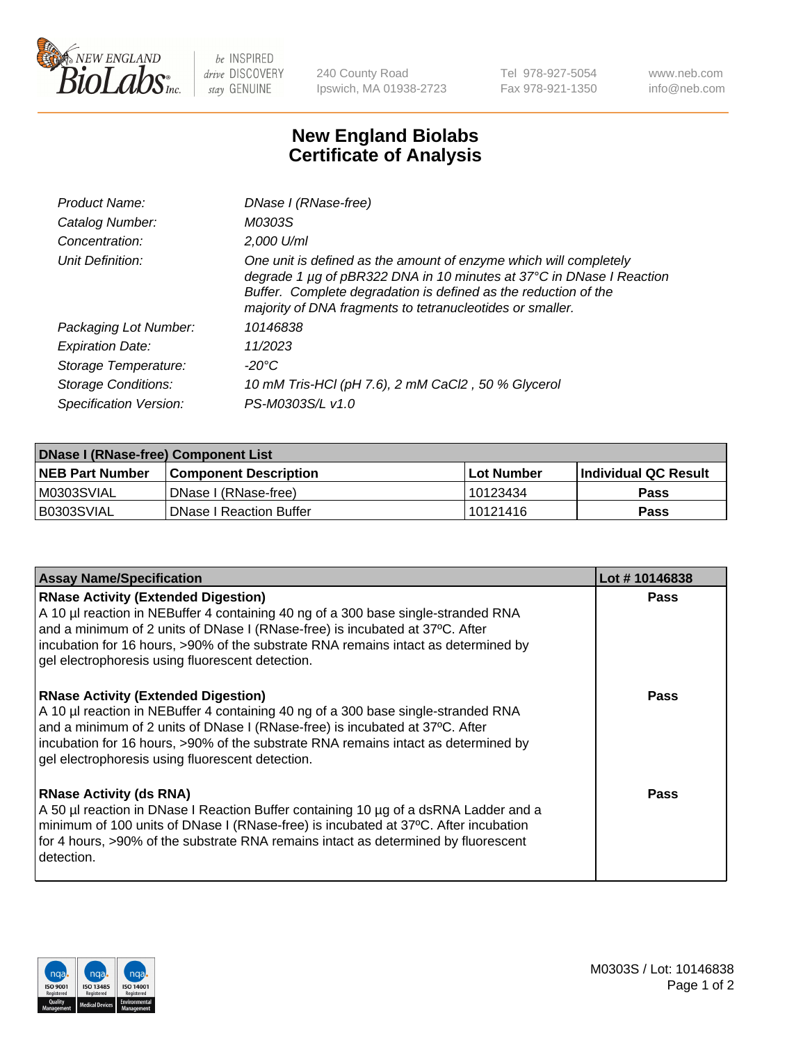# New England Biolabs Certificate of Analysis

| | |
|---|---|
| Product Name: | *DNase I (RNase-free)* |
| Catalog Number: | *M0303S* |
| Concentration: | *2,000 U/ml* |
| Unit Definition: | *One unit is defined as the amount of enzyme which will completely degrade 1 µg of pBR322 DNA in 10 minutes at 37°C in DNase I Reaction Buffer. Complete degradation is defined as the reduction of the majority of DNA fragments to tetranucleotides or smaller.* |
| Packaging Lot Number: | *10146838* |
| Expiration Date: | *11/2023* |
| Storage Temperature: | *-20°C* |
| Storage Conditions: | *10 mM Tris-HCl (pH 7.6), 2 mM CaCl2 , 50 % Glycerol* |
| Specification Version: | *PS-M0303S/L v1.0* |

| DNase I (RNase-free) Component List | | | |
|---|---|---|---|
| **NEB Part Number** | **Component Description** | **Lot Number** | **Individual QC Result** |
| M0303SVIAL | DNase I (RNase-free) | 10123434 | Pass |
| B0303SVIAL | DNase I Reaction Buffer | 10121416 | Pass |

| Assay Name/Specification | Lot # 10146838 |
|---|---|
| **RNase Activity (Extended Digestion)**<br>A 10 µl reaction in NEBuffer 4 containing 40 ng of a 300 base single-stranded RNA and a minimum of 2 units of DNase I (RNase-free) is incubated at 37ºC. After incubation for 16 hours, >90% of the substrate RNA remains intact as determined by gel electrophoresis using fluorescent detection. | Pass |
| **RNase Activity (Extended Digestion)**<br>A 10 µl reaction in NEBuffer 4 containing 40 ng of a 300 base single-stranded RNA and a minimum of 2 units of DNase I (RNase-free) is incubated at 37ºC. After incubation for 16 hours, >90% of the substrate RNA remains intact as determined by gel electrophoresis using fluorescent detection. | Pass |
| **RNase Activity (ds RNA)**<br>A 50 µl reaction in DNase I Reaction Buffer containing 10 µg of a dsRNA Ladder and a minimum of 100 units of DNase I (RNase-free) is incubated at 37ºC. After incubation for 4 hours, >90% of the substrate RNA remains intact as determined by fluorescent detection. | Pass |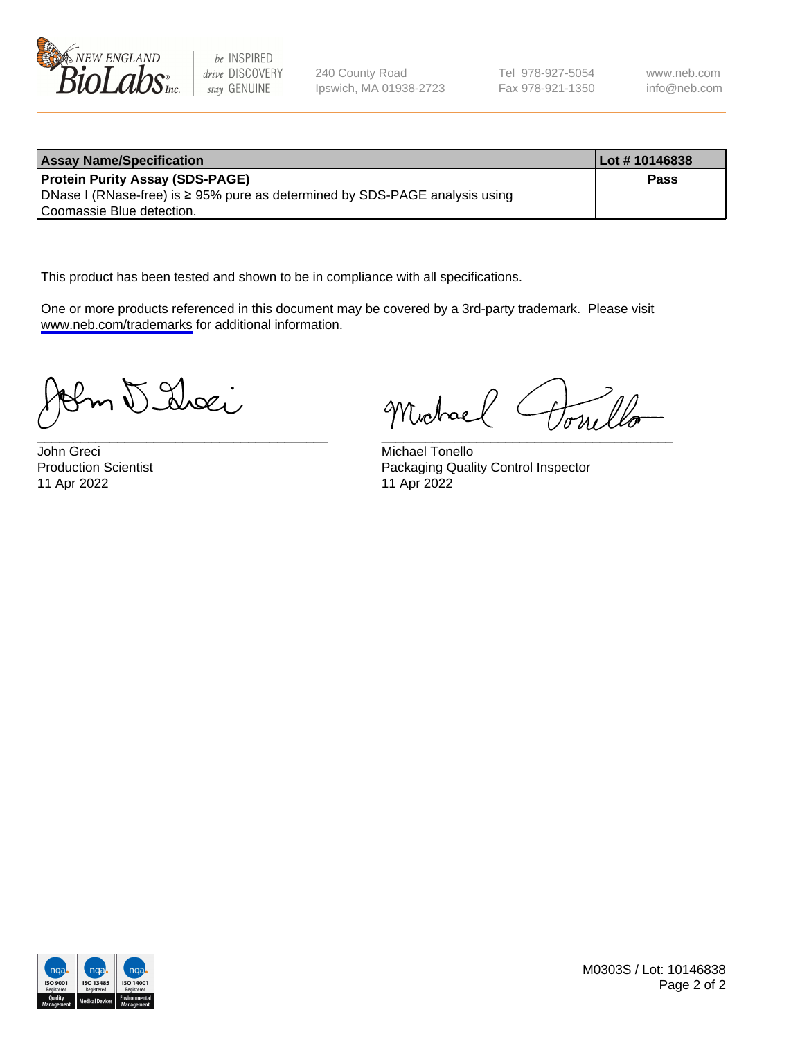| Assay Name/Specification | Lot # 10146838 |
|---|---|
| **Protein Purity Assay (SDS-PAGE)**<br>DNase I (RNase-free) is ≥ 95% pure as determined by SDS-PAGE analysis using Coomassie Blue detection. | **Pass** |

This product has been tested and shown to be in compliance with all specifications.

One or more products referenced in this document may be covered by a 3rd-party trademark. Please visit www.neb.com/trademarks for additional information.

John Greci
Production Scientist
11 Apr 2022

Michael Tonello
Packaging Quality Control Inspector
11 Apr 2022

M0303S / Lot: 10146838